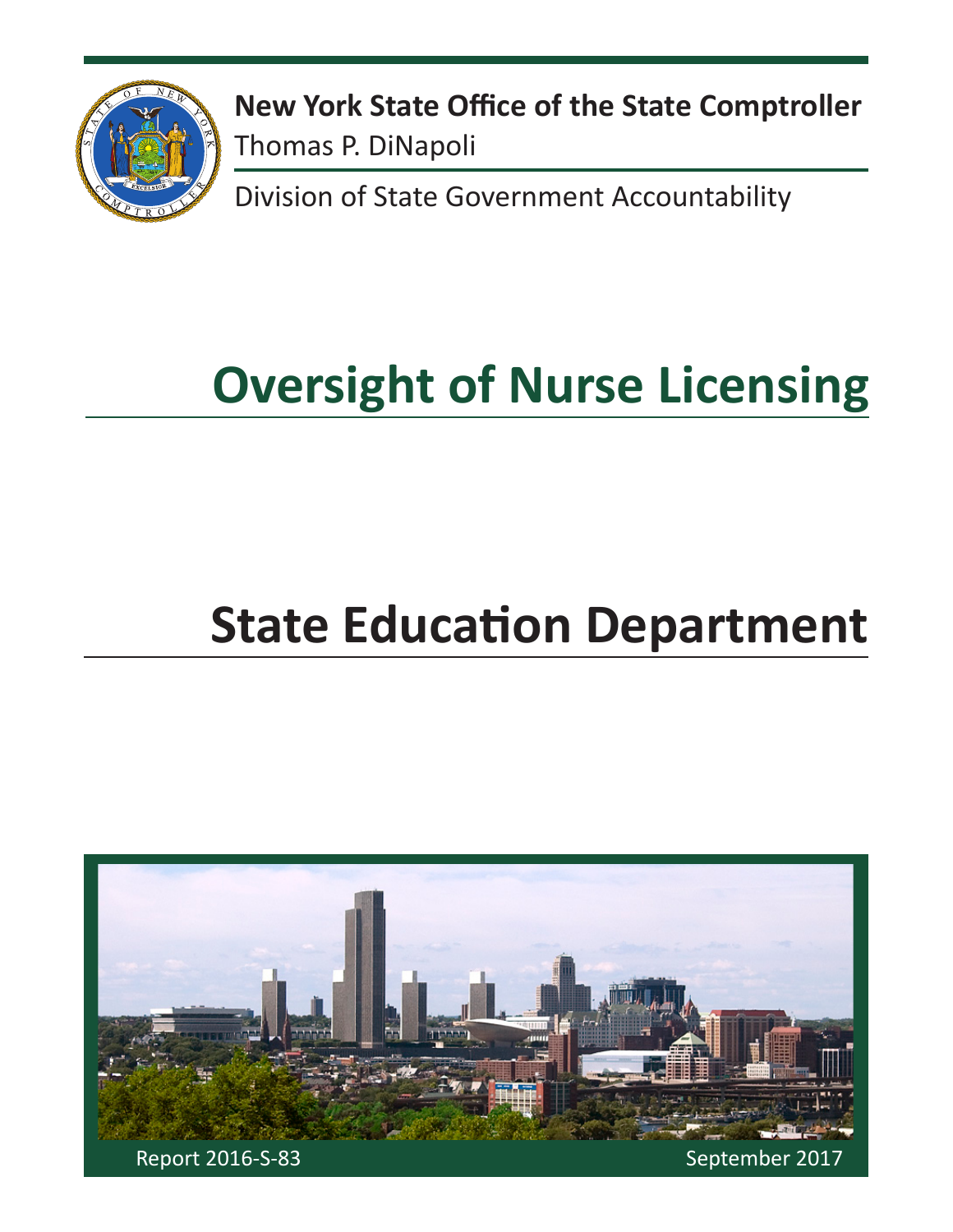**New York State Office of the State Comptroller**
Thomas P. DiNapoli

Division of State Government Accountability

# Oversight of Nurse Licensing

# State Education Department

Report 2016-S-83

September 2017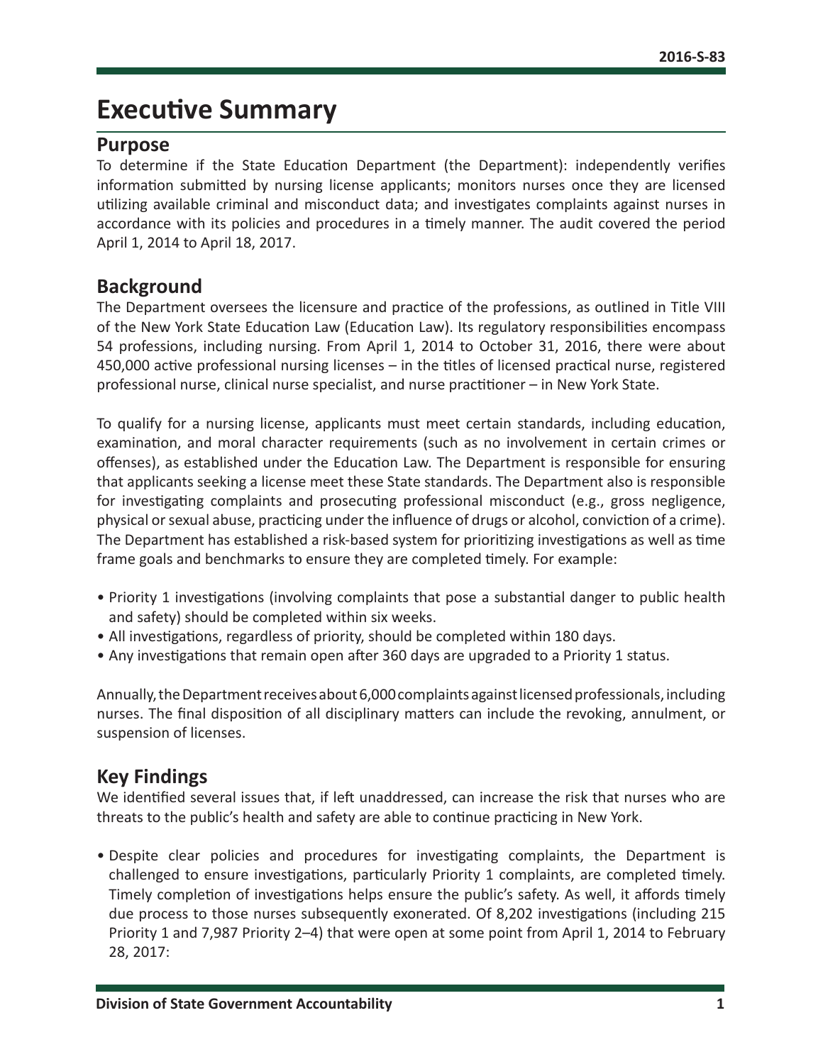# Executive Summary

## Purpose

To determine if the State Education Department (the Department): independently verifies information submitted by nursing license applicants; monitors nurses once they are licensed utilizing available criminal and misconduct data; and investigates complaints against nurses in accordance with its policies and procedures in a timely manner. The audit covered the period April 1, 2014 to April 18, 2017.

## Background

The Department oversees the licensure and practice of the professions, as outlined in Title VIII of the New York State Education Law (Education Law). Its regulatory responsibilities encompass 54 professions, including nursing. From April 1, 2014 to October 31, 2016, there were about 450,000 active professional nursing licenses – in the titles of licensed practical nurse, registered professional nurse, clinical nurse specialist, and nurse practitioner – in New York State.

To qualify for a nursing license, applicants must meet certain standards, including education, examination, and moral character requirements (such as no involvement in certain crimes or offenses), as established under the Education Law. The Department is responsible for ensuring that applicants seeking a license meet these State standards. The Department also is responsible for investigating complaints and prosecuting professional misconduct (e.g., gross negligence, physical or sexual abuse, practicing under the influence of drugs or alcohol, conviction of a crime). The Department has established a risk-based system for prioritizing investigations as well as time frame goals and benchmarks to ensure they are completed timely. For example:

- Priority 1 investigations (involving complaints that pose a substantial danger to public health and safety) should be completed within six weeks.
- All investigations, regardless of priority, should be completed within 180 days.
- Any investigations that remain open after 360 days are upgraded to a Priority 1 status.

Annually, the Department receives about 6,000 complaints against licensed professionals, including nurses. The final disposition of all disciplinary matters can include the revoking, annulment, or suspension of licenses.

## Key Findings

We identified several issues that, if left unaddressed, can increase the risk that nurses who are threats to the public's health and safety are able to continue practicing in New York.

- Despite clear policies and procedures for investigating complaints, the Department is challenged to ensure investigations, particularly Priority 1 complaints, are completed timely. Timely completion of investigations helps ensure the public's safety. As well, it affords timely due process to those nurses subsequently exonerated. Of 8,202 investigations (including 215 Priority 1 and 7,987 Priority 2–4) that were open at some point from April 1, 2014 to February 28, 2017: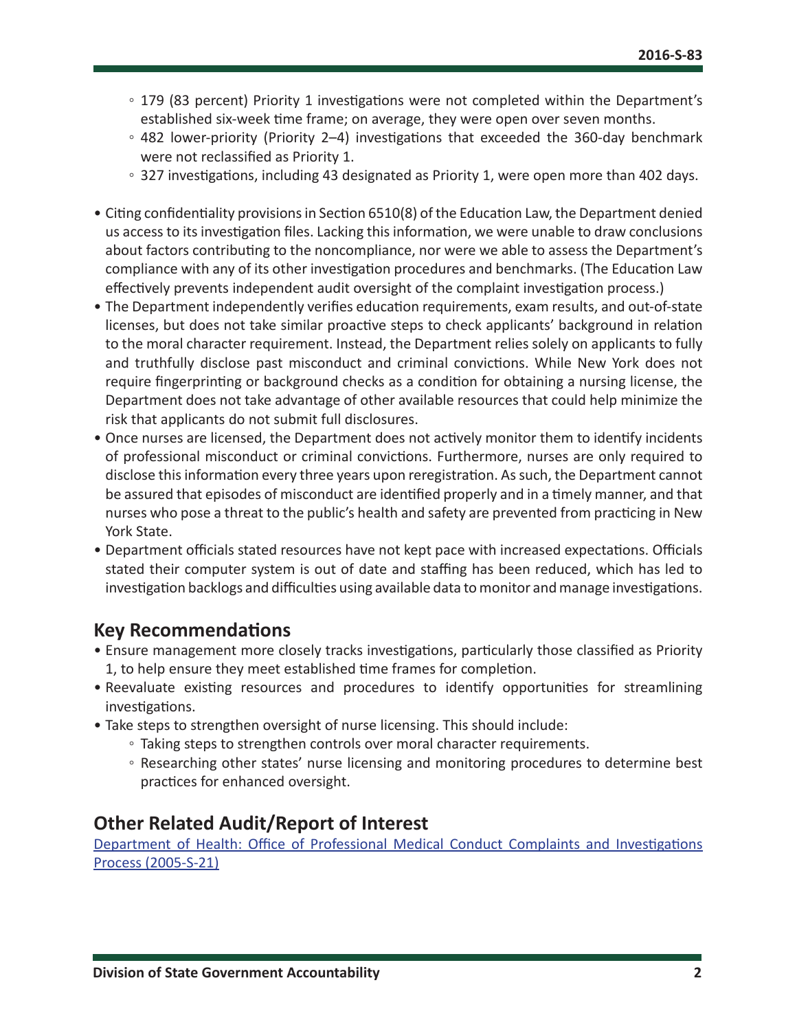- 179 (83 percent) Priority 1 investigations were not completed within the Department's established six-week time frame; on average, they were open over seven months.
  - 482 lower-priority (Priority 2–4) investigations that exceeded the 360-day benchmark were not reclassified as Priority 1.
  - 327 investigations, including 43 designated as Priority 1, were open more than 402 days.
- Citing confidentiality provisions in Section 6510(8) of the Education Law, the Department denied us access to its investigation files. Lacking this information, we were unable to draw conclusions about factors contributing to the noncompliance, nor were we able to assess the Department's compliance with any of its other investigation procedures and benchmarks. (The Education Law effectively prevents independent audit oversight of the complaint investigation process.)
- The Department independently verifies education requirements, exam results, and out-of-state licenses, but does not take similar proactive steps to check applicants' background in relation to the moral character requirement. Instead, the Department relies solely on applicants to fully and truthfully disclose past misconduct and criminal convictions. While New York does not require fingerprinting or background checks as a condition for obtaining a nursing license, the Department does not take advantage of other available resources that could help minimize the risk that applicants do not submit full disclosures.
- Once nurses are licensed, the Department does not actively monitor them to identify incidents of professional misconduct or criminal convictions. Furthermore, nurses are only required to disclose this information every three years upon reregistration. As such, the Department cannot be assured that episodes of misconduct are identified properly and in a timely manner, and that nurses who pose a threat to the public's health and safety are prevented from practicing in New York State.
- Department officials stated resources have not kept pace with increased expectations. Officials stated their computer system is out of date and staffing has been reduced, which has led to investigation backlogs and difficulties using available data to monitor and manage investigations.

## Key Recommendations

- Ensure management more closely tracks investigations, particularly those classified as Priority 1, to help ensure they meet established time frames for completion.
- Reevaluate existing resources and procedures to identify opportunities for streamlining investigations.
- Take steps to strengthen oversight of nurse licensing. This should include:
  - Taking steps to strengthen controls over moral character requirements.
  - Researching other states' nurse licensing and monitoring procedures to determine best practices for enhanced oversight.

## Other Related Audit/Report of Interest

Department of Health: Office of Professional Medical Conduct Complaints and Investigations Process (2005-S-21)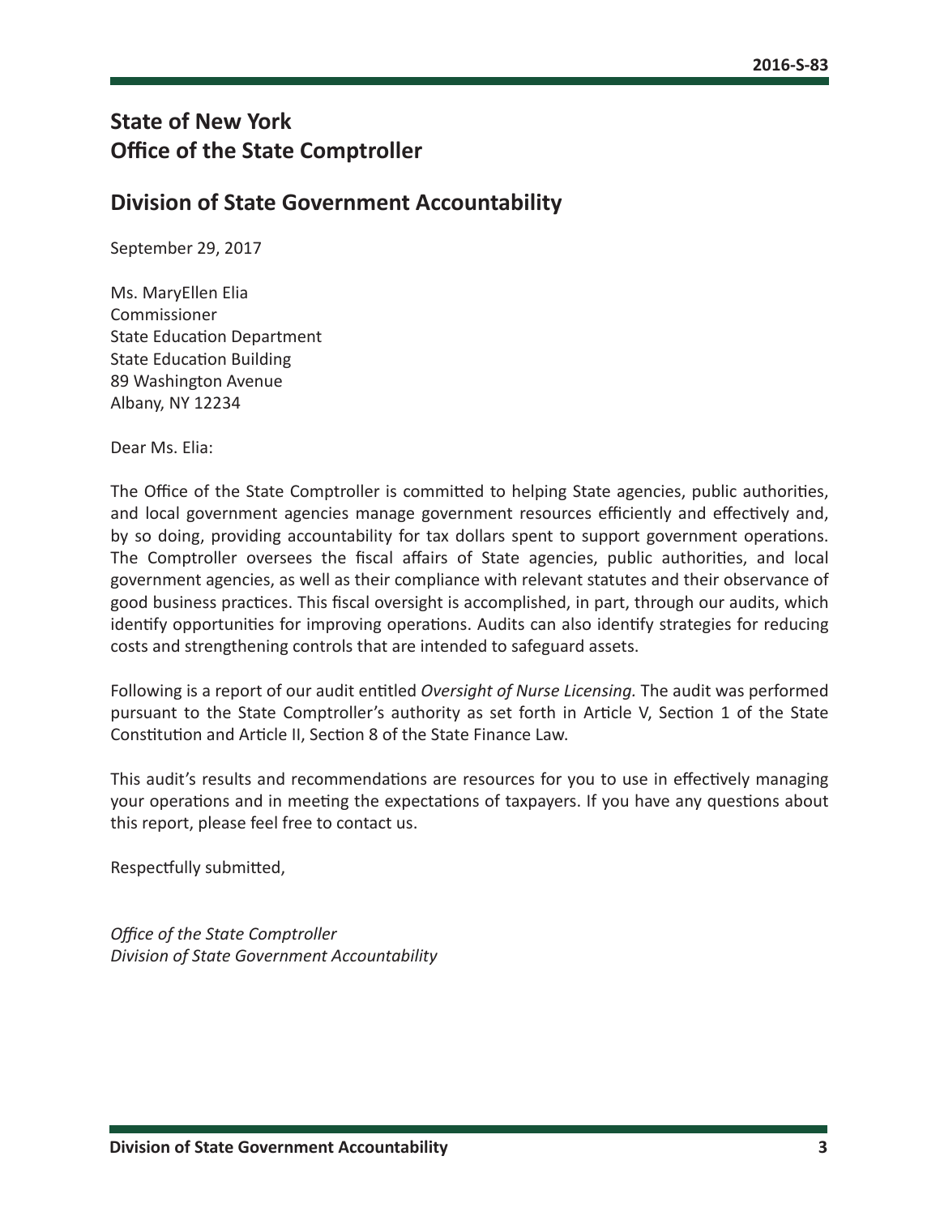## State of New York
## Office of the State Comptroller

## Division of State Government Accountability

September 29, 2017

Ms. MaryEllen Elia  
Commissioner  
State Education Department  
State Education Building  
89 Washington Avenue  
Albany, NY 12234

Dear Ms. Elia:

The Office of the State Comptroller is committed to helping State agencies, public authorities, and local government agencies manage government resources efficiently and effectively and, by so doing, providing accountability for tax dollars spent to support government operations. The Comptroller oversees the fiscal affairs of State agencies, public authorities, and local government agencies, as well as their compliance with relevant statutes and their observance of good business practices. This fiscal oversight is accomplished, in part, through our audits, which identify opportunities for improving operations. Audits can also identify strategies for reducing costs and strengthening controls that are intended to safeguard assets.

Following is a report of our audit entitled *Oversight of Nurse Licensing.* The audit was performed pursuant to the State Comptroller's authority as set forth in Article V, Section 1 of the State Constitution and Article II, Section 8 of the State Finance Law.

This audit's results and recommendations are resources for you to use in effectively managing your operations and in meeting the expectations of taxpayers. If you have any questions about this report, please feel free to contact us.

Respectfully submitted,

*Office of the State Comptroller*  
*Division of State Government Accountability*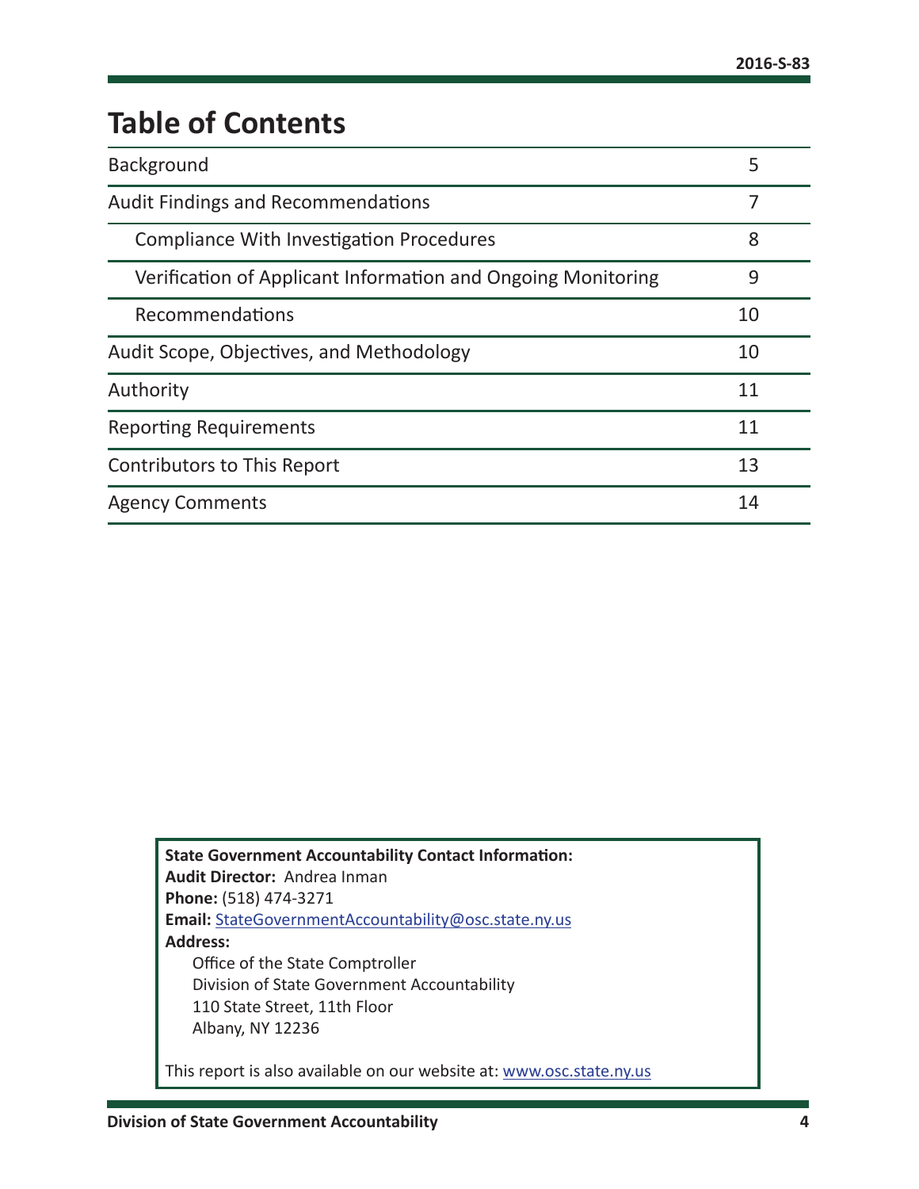# Table of Contents

| | |
|---|---|
| Background | 5 |
| Audit Findings and Recommendations | 7 |
| Compliance With Investigation Procedures | 8 |
| Verification of Applicant Information and Ongoing Monitoring | 9 |
| Recommendations | 10 |
| Audit Scope, Objectives, and Methodology | 10 |
| Authority | 11 |
| Reporting Requirements | 11 |
| Contributors to This Report | 13 |
| Agency Comments | 14 |

**State Government Accountability Contact Information:**
**Audit Director:** Andrea Inman
**Phone:** (518) 474-3271
**Email:** StateGovernmentAccountability@osc.state.ny.us
**Address:**
Office of the State Comptroller
Division of State Government Accountability
110 State Street, 11th Floor
Albany, NY 12236

This report is also available on our website at: www.osc.state.ny.us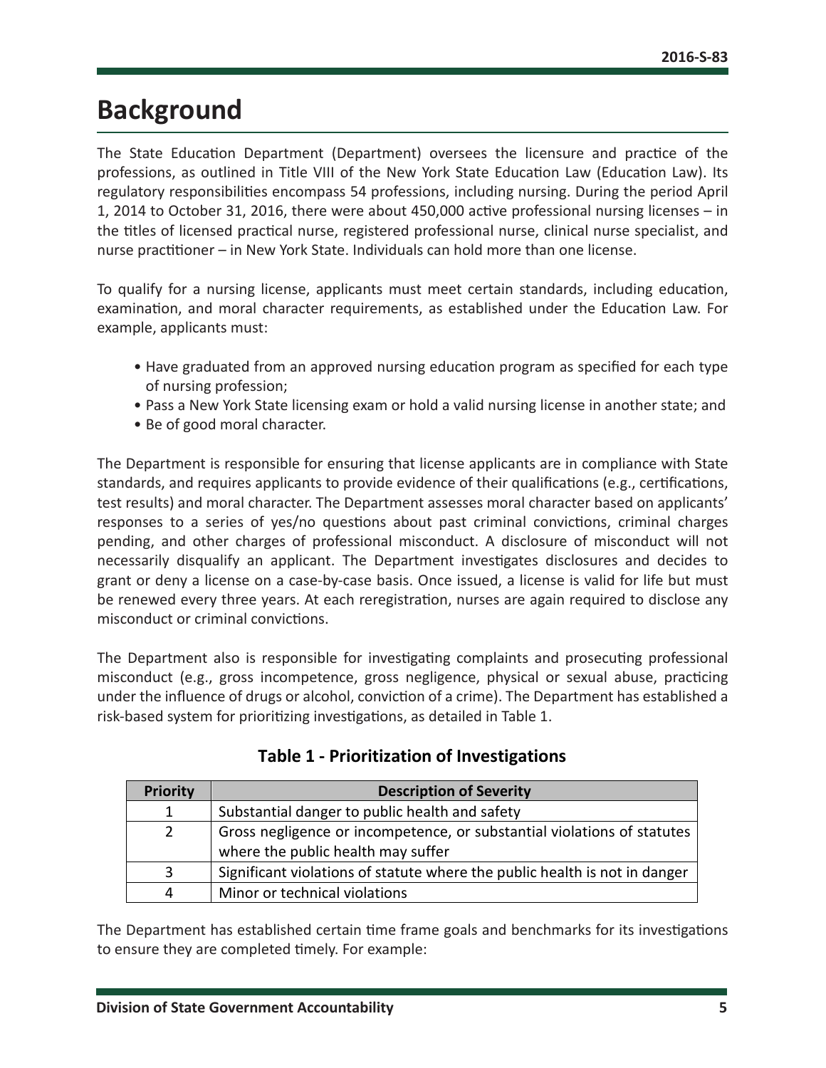# Background

The State Education Department (Department) oversees the licensure and practice of the professions, as outlined in Title VIII of the New York State Education Law (Education Law). Its regulatory responsibilities encompass 54 professions, including nursing. During the period April 1, 2014 to October 31, 2016, there were about 450,000 active professional nursing licenses – in the titles of licensed practical nurse, registered professional nurse, clinical nurse specialist, and nurse practitioner – in New York State. Individuals can hold more than one license.

To qualify for a nursing license, applicants must meet certain standards, including education, examination, and moral character requirements, as established under the Education Law. For example, applicants must:

- Have graduated from an approved nursing education program as specified for each type of nursing profession;
- Pass a New York State licensing exam or hold a valid nursing license in another state; and
- Be of good moral character.

The Department is responsible for ensuring that license applicants are in compliance with State standards, and requires applicants to provide evidence of their qualifications (e.g., certifications, test results) and moral character. The Department assesses moral character based on applicants' responses to a series of yes/no questions about past criminal convictions, criminal charges pending, and other charges of professional misconduct. A disclosure of misconduct will not necessarily disqualify an applicant. The Department investigates disclosures and decides to grant or deny a license on a case-by-case basis. Once issued, a license is valid for life but must be renewed every three years. At each reregistration, nurses are again required to disclose any misconduct or criminal convictions.

The Department also is responsible for investigating complaints and prosecuting professional misconduct (e.g., gross incompetence, gross negligence, physical or sexual abuse, practicing under the influence of drugs or alcohol, conviction of a crime). The Department has established a risk-based system for prioritizing investigations, as detailed in Table 1.

**Table 1 - Prioritization of Investigations**

| Priority | Description of Severity |
|---|---|
| 1 | Substantial danger to public health and safety |
| 2 | Gross negligence or incompetence, or substantial violations of statutes where the public health may suffer |
| 3 | Significant violations of statute where the public health is not in danger |
| 4 | Minor or technical violations |

The Department has established certain time frame goals and benchmarks for its investigations to ensure they are completed timely. For example: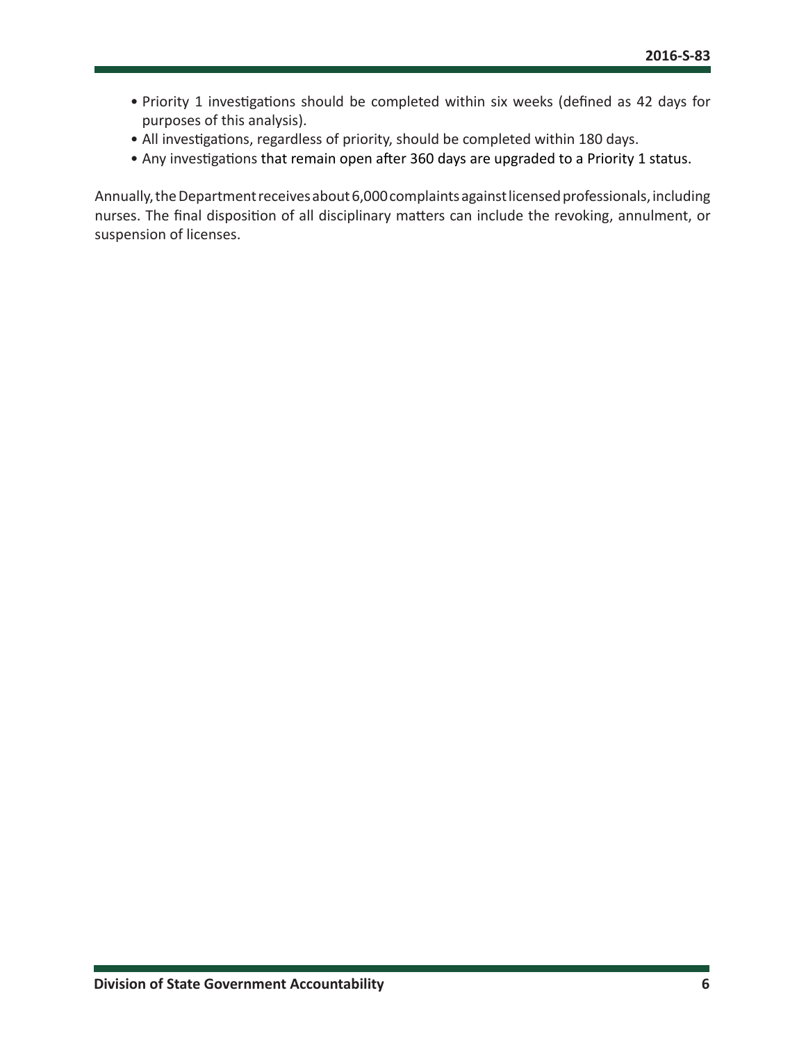- Priority 1 investigations should be completed within six weeks (defined as 42 days for purposes of this analysis).
- All investigations, regardless of priority, should be completed within 180 days.
- Any investigations that remain open after 360 days are upgraded to a Priority 1 status.

Annually, the Department receives about 6,000 complaints against licensed professionals, including nurses. The final disposition of all disciplinary matters can include the revoking, annulment, or suspension of licenses.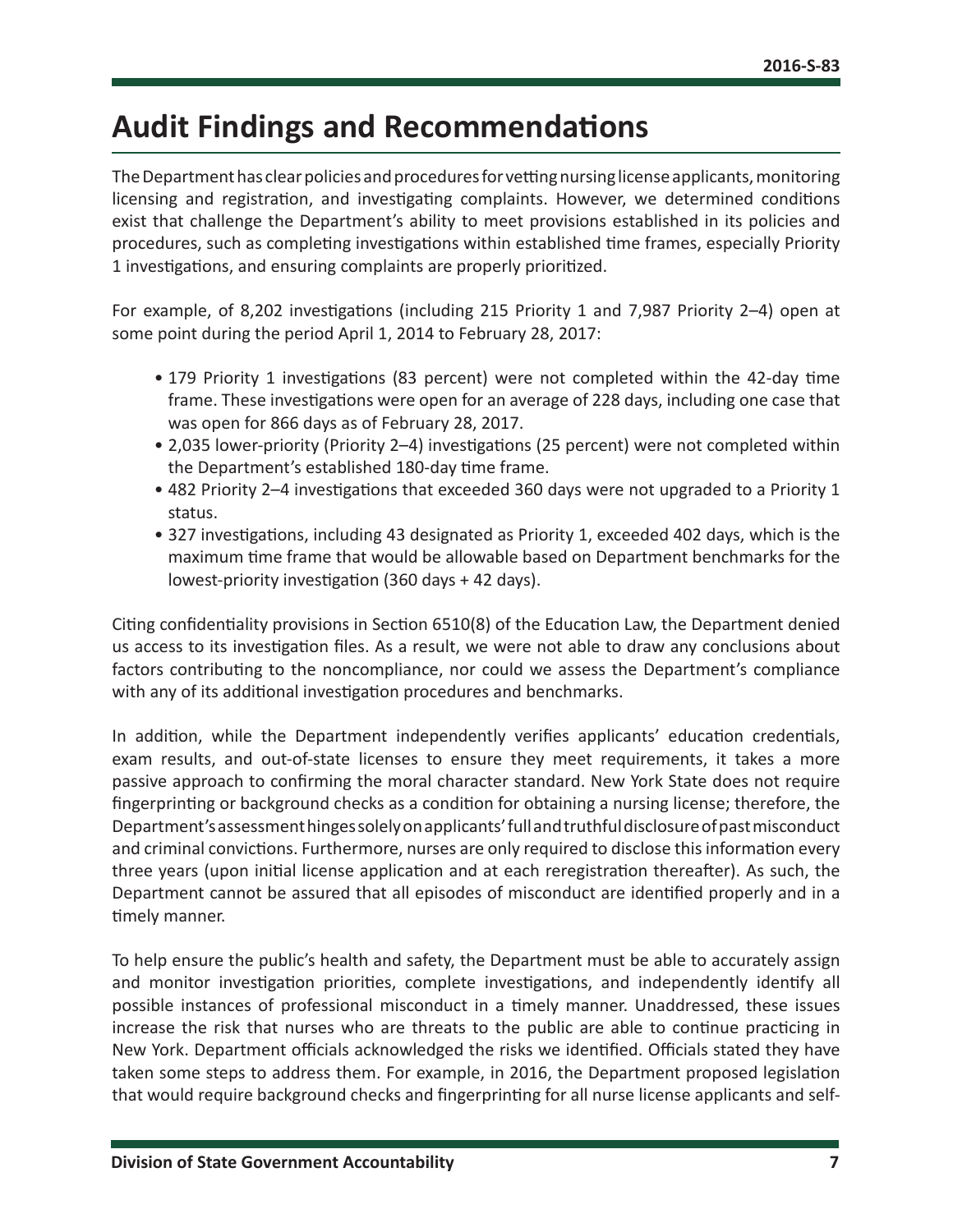# Audit Findings and Recommendations

The Department has clear policies and procedures for vetting nursing license applicants, monitoring licensing and registration, and investigating complaints. However, we determined conditions exist that challenge the Department's ability to meet provisions established in its policies and procedures, such as completing investigations within established time frames, especially Priority 1 investigations, and ensuring complaints are properly prioritized.

For example, of 8,202 investigations (including 215 Priority 1 and 7,987 Priority 2–4) open at some point during the period April 1, 2014 to February 28, 2017:

- 179 Priority 1 investigations (83 percent) were not completed within the 42-day time frame. These investigations were open for an average of 228 days, including one case that was open for 866 days as of February 28, 2017.
- 2,035 lower-priority (Priority 2–4) investigations (25 percent) were not completed within the Department's established 180-day time frame.
- 482 Priority 2–4 investigations that exceeded 360 days were not upgraded to a Priority 1 status.
- 327 investigations, including 43 designated as Priority 1, exceeded 402 days, which is the maximum time frame that would be allowable based on Department benchmarks for the lowest-priority investigation (360 days + 42 days).

Citing confidentiality provisions in Section 6510(8) of the Education Law, the Department denied us access to its investigation files. As a result, we were not able to draw any conclusions about factors contributing to the noncompliance, nor could we assess the Department's compliance with any of its additional investigation procedures and benchmarks.

In addition, while the Department independently verifies applicants' education credentials, exam results, and out-of-state licenses to ensure they meet requirements, it takes a more passive approach to confirming the moral character standard. New York State does not require fingerprinting or background checks as a condition for obtaining a nursing license; therefore, the Department's assessment hinges solely on applicants' full and truthful disclosure of past misconduct and criminal convictions. Furthermore, nurses are only required to disclose this information every three years (upon initial license application and at each reregistration thereafter). As such, the Department cannot be assured that all episodes of misconduct are identified properly and in a timely manner.

To help ensure the public's health and safety, the Department must be able to accurately assign and monitor investigation priorities, complete investigations, and independently identify all possible instances of professional misconduct in a timely manner. Unaddressed, these issues increase the risk that nurses who are threats to the public are able to continue practicing in New York. Department officials acknowledged the risks we identified. Officials stated they have taken some steps to address them. For example, in 2016, the Department proposed legislation that would require background checks and fingerprinting for all nurse license applicants and self-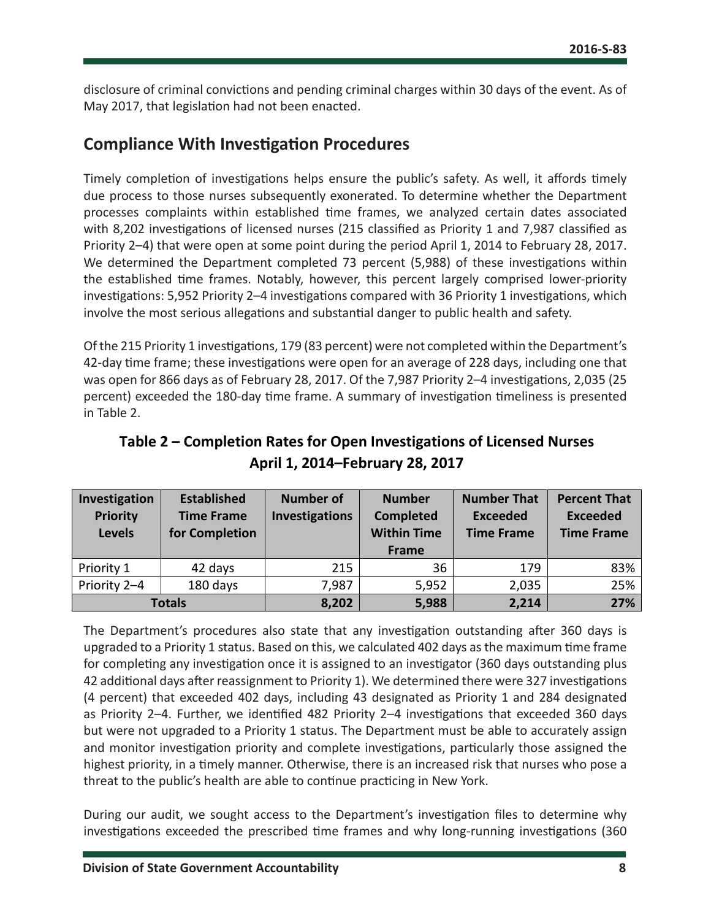disclosure of criminal convictions and pending criminal charges within 30 days of the event. As of May 2017, that legislation had not been enacted.

## Compliance With Investigation Procedures

Timely completion of investigations helps ensure the public's safety. As well, it affords timely due process to those nurses subsequently exonerated. To determine whether the Department processes complaints within established time frames, we analyzed certain dates associated with 8,202 investigations of licensed nurses (215 classified as Priority 1 and 7,987 classified as Priority 2–4) that were open at some point during the period April 1, 2014 to February 28, 2017. We determined the Department completed 73 percent (5,988) of these investigations within the established time frames. Notably, however, this percent largely comprised lower-priority investigations: 5,952 Priority 2–4 investigations compared with 36 Priority 1 investigations, which involve the most serious allegations and substantial danger to public health and safety.

Of the 215 Priority 1 investigations, 179 (83 percent) were not completed within the Department's 42-day time frame; these investigations were open for an average of 228 days, including one that was open for 866 days as of February 28, 2017. Of the 7,987 Priority 2–4 investigations, 2,035 (25 percent) exceeded the 180-day time frame. A summary of investigation timeliness is presented in Table 2.

### Table 2 – Completion Rates for Open Investigations of Licensed Nurses April 1, 2014–February 28, 2017

| Investigation Priority Levels | Established Time Frame for Completion | Number of Investigations | Number Completed Within Time Frame | Number That Exceeded Time Frame | Percent That Exceeded Time Frame |
|---|---|---|---|---|---|
| Priority 1 | 42 days | 215 | 36 | 179 | 83% |
| Priority 2–4 | 180 days | 7,987 | 5,952 | 2,035 | 25% |
| **Totals** | | **8,202** | **5,988** | **2,214** | **27%** |

The Department's procedures also state that any investigation outstanding after 360 days is upgraded to a Priority 1 status. Based on this, we calculated 402 days as the maximum time frame for completing any investigation once it is assigned to an investigator (360 days outstanding plus 42 additional days after reassignment to Priority 1). We determined there were 327 investigations (4 percent) that exceeded 402 days, including 43 designated as Priority 1 and 284 designated as Priority 2–4. Further, we identified 482 Priority 2–4 investigations that exceeded 360 days but were not upgraded to a Priority 1 status. The Department must be able to accurately assign and monitor investigation priority and complete investigations, particularly those assigned the highest priority, in a timely manner. Otherwise, there is an increased risk that nurses who pose a threat to the public's health are able to continue practicing in New York.

During our audit, we sought access to the Department's investigation files to determine why investigations exceeded the prescribed time frames and why long-running investigations (360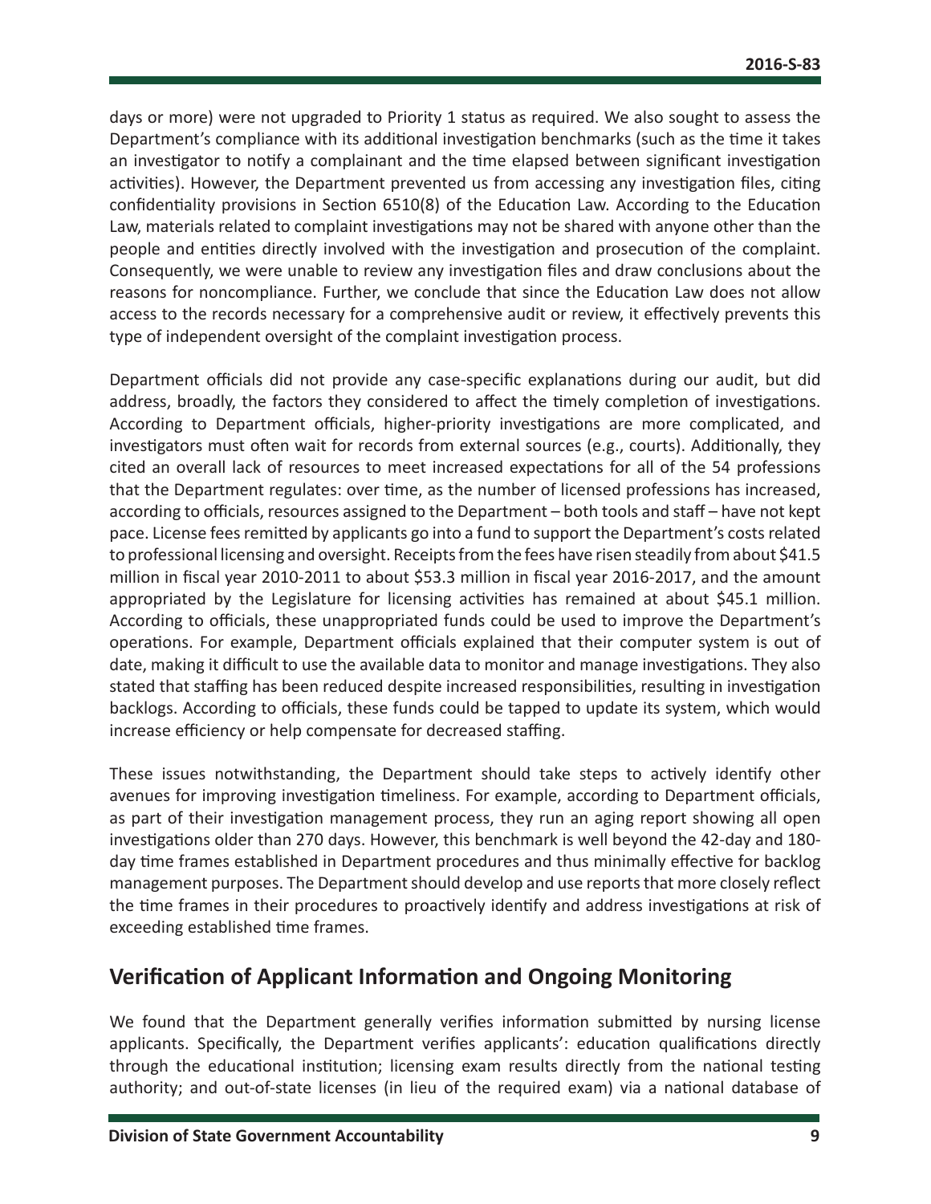days or more) were not upgraded to Priority 1 status as required. We also sought to assess the Department's compliance with its additional investigation benchmarks (such as the time it takes an investigator to notify a complainant and the time elapsed between significant investigation activities). However, the Department prevented us from accessing any investigation files, citing confidentiality provisions in Section 6510(8) of the Education Law. According to the Education Law, materials related to complaint investigations may not be shared with anyone other than the people and entities directly involved with the investigation and prosecution of the complaint. Consequently, we were unable to review any investigation files and draw conclusions about the reasons for noncompliance. Further, we conclude that since the Education Law does not allow access to the records necessary for a comprehensive audit or review, it effectively prevents this type of independent oversight of the complaint investigation process.

Department officials did not provide any case-specific explanations during our audit, but did address, broadly, the factors they considered to affect the timely completion of investigations. According to Department officials, higher-priority investigations are more complicated, and investigators must often wait for records from external sources (e.g., courts). Additionally, they cited an overall lack of resources to meet increased expectations for all of the 54 professions that the Department regulates: over time, as the number of licensed professions has increased, according to officials, resources assigned to the Department – both tools and staff – have not kept pace. License fees remitted by applicants go into a fund to support the Department's costs related to professional licensing and oversight. Receipts from the fees have risen steadily from about $41.5 million in fiscal year 2010-2011 to about $53.3 million in fiscal year 2016-2017, and the amount appropriated by the Legislature for licensing activities has remained at about $45.1 million. According to officials, these unappropriated funds could be used to improve the Department's operations. For example, Department officials explained that their computer system is out of date, making it difficult to use the available data to monitor and manage investigations. They also stated that staffing has been reduced despite increased responsibilities, resulting in investigation backlogs. According to officials, these funds could be tapped to update its system, which would increase efficiency or help compensate for decreased staffing.

These issues notwithstanding, the Department should take steps to actively identify other avenues for improving investigation timeliness. For example, according to Department officials, as part of their investigation management process, they run an aging report showing all open investigations older than 270 days. However, this benchmark is well beyond the 42-day and 180-day time frames established in Department procedures and thus minimally effective for backlog management purposes. The Department should develop and use reports that more closely reflect the time frames in their procedures to proactively identify and address investigations at risk of exceeding established time frames.

## Verification of Applicant Information and Ongoing Monitoring

We found that the Department generally verifies information submitted by nursing license applicants. Specifically, the Department verifies applicants': education qualifications directly through the educational institution; licensing exam results directly from the national testing authority; and out-of-state licenses (in lieu of the required exam) via a national database of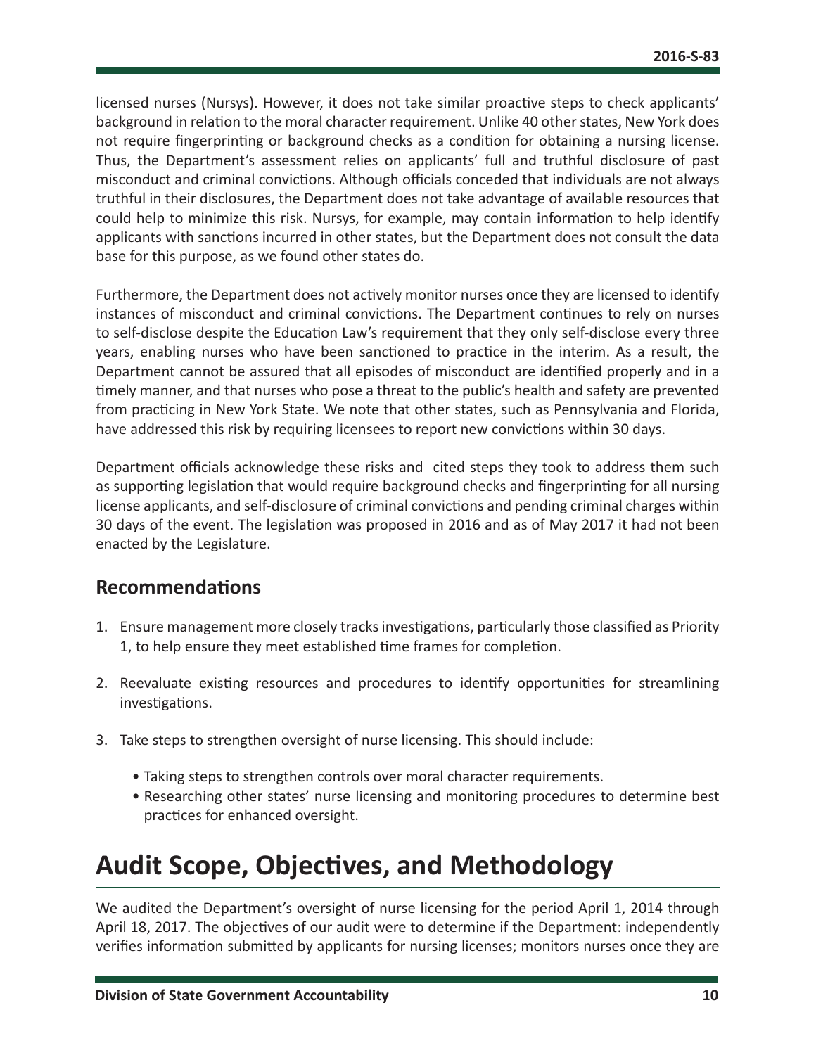licensed nurses (Nursys). However, it does not take similar proactive steps to check applicants' background in relation to the moral character requirement. Unlike 40 other states, New York does not require fingerprinting or background checks as a condition for obtaining a nursing license. Thus, the Department's assessment relies on applicants' full and truthful disclosure of past misconduct and criminal convictions. Although officials conceded that individuals are not always truthful in their disclosures, the Department does not take advantage of available resources that could help to minimize this risk. Nursys, for example, may contain information to help identify applicants with sanctions incurred in other states, but the Department does not consult the data base for this purpose, as we found other states do.

Furthermore, the Department does not actively monitor nurses once they are licensed to identify instances of misconduct and criminal convictions. The Department continues to rely on nurses to self-disclose despite the Education Law's requirement that they only self-disclose every three years, enabling nurses who have been sanctioned to practice in the interim. As a result, the Department cannot be assured that all episodes of misconduct are identified properly and in a timely manner, and that nurses who pose a threat to the public's health and safety are prevented from practicing in New York State. We note that other states, such as Pennsylvania and Florida, have addressed this risk by requiring licensees to report new convictions within 30 days.

Department officials acknowledge these risks and cited steps they took to address them such as supporting legislation that would require background checks and fingerprinting for all nursing license applicants, and self-disclosure of criminal convictions and pending criminal charges within 30 days of the event. The legislation was proposed in 2016 and as of May 2017 it had not been enacted by the Legislature.

## Recommendations

1. Ensure management more closely tracks investigations, particularly those classified as Priority 1, to help ensure they meet established time frames for completion.

2. Reevaluate existing resources and procedures to identify opportunities for streamlining investigations.

3. Take steps to strengthen oversight of nurse licensing. This should include:

   - Taking steps to strengthen controls over moral character requirements.
   - Researching other states' nurse licensing and monitoring procedures to determine best practices for enhanced oversight.

# Audit Scope, Objectives, and Methodology

We audited the Department's oversight of nurse licensing for the period April 1, 2014 through April 18, 2017. The objectives of our audit were to determine if the Department: independently verifies information submitted by applicants for nursing licenses; monitors nurses once they are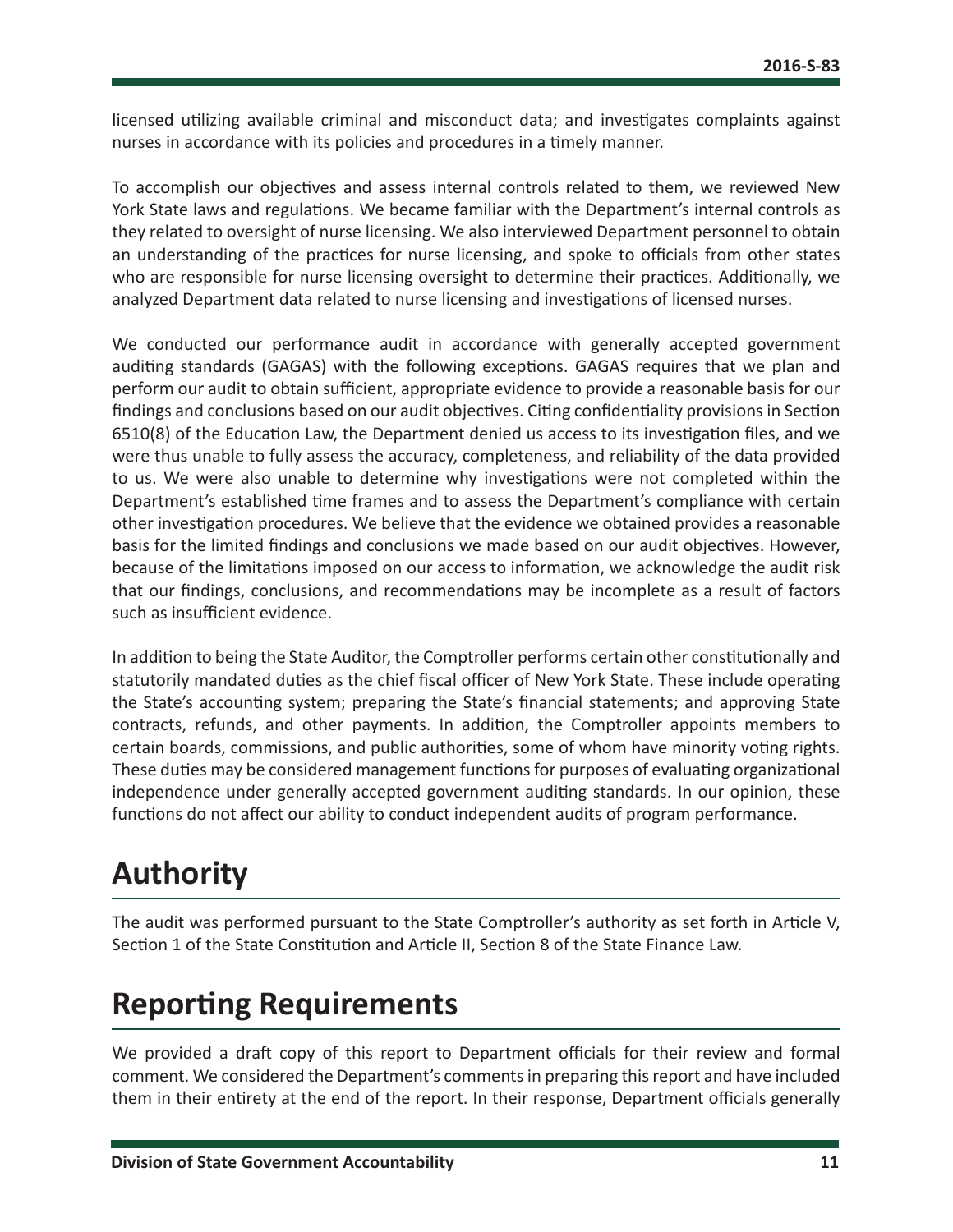licensed utilizing available criminal and misconduct data; and investigates complaints against nurses in accordance with its policies and procedures in a timely manner.

To accomplish our objectives and assess internal controls related to them, we reviewed New York State laws and regulations. We became familiar with the Department's internal controls as they related to oversight of nurse licensing. We also interviewed Department personnel to obtain an understanding of the practices for nurse licensing, and spoke to officials from other states who are responsible for nurse licensing oversight to determine their practices. Additionally, we analyzed Department data related to nurse licensing and investigations of licensed nurses.

We conducted our performance audit in accordance with generally accepted government auditing standards (GAGAS) with the following exceptions. GAGAS requires that we plan and perform our audit to obtain sufficient, appropriate evidence to provide a reasonable basis for our findings and conclusions based on our audit objectives. Citing confidentiality provisions in Section 6510(8) of the Education Law, the Department denied us access to its investigation files, and we were thus unable to fully assess the accuracy, completeness, and reliability of the data provided to us. We were also unable to determine why investigations were not completed within the Department's established time frames and to assess the Department's compliance with certain other investigation procedures. We believe that the evidence we obtained provides a reasonable basis for the limited findings and conclusions we made based on our audit objectives. However, because of the limitations imposed on our access to information, we acknowledge the audit risk that our findings, conclusions, and recommendations may be incomplete as a result of factors such as insufficient evidence.

In addition to being the State Auditor, the Comptroller performs certain other constitutionally and statutorily mandated duties as the chief fiscal officer of New York State. These include operating the State's accounting system; preparing the State's financial statements; and approving State contracts, refunds, and other payments. In addition, the Comptroller appoints members to certain boards, commissions, and public authorities, some of whom have minority voting rights. These duties may be considered management functions for purposes of evaluating organizational independence under generally accepted government auditing standards. In our opinion, these functions do not affect our ability to conduct independent audits of program performance.

# Authority

The audit was performed pursuant to the State Comptroller's authority as set forth in Article V, Section 1 of the State Constitution and Article II, Section 8 of the State Finance Law.

# Reporting Requirements

We provided a draft copy of this report to Department officials for their review and formal comment. We considered the Department's comments in preparing this report and have included them in their entirety at the end of the report. In their response, Department officials generally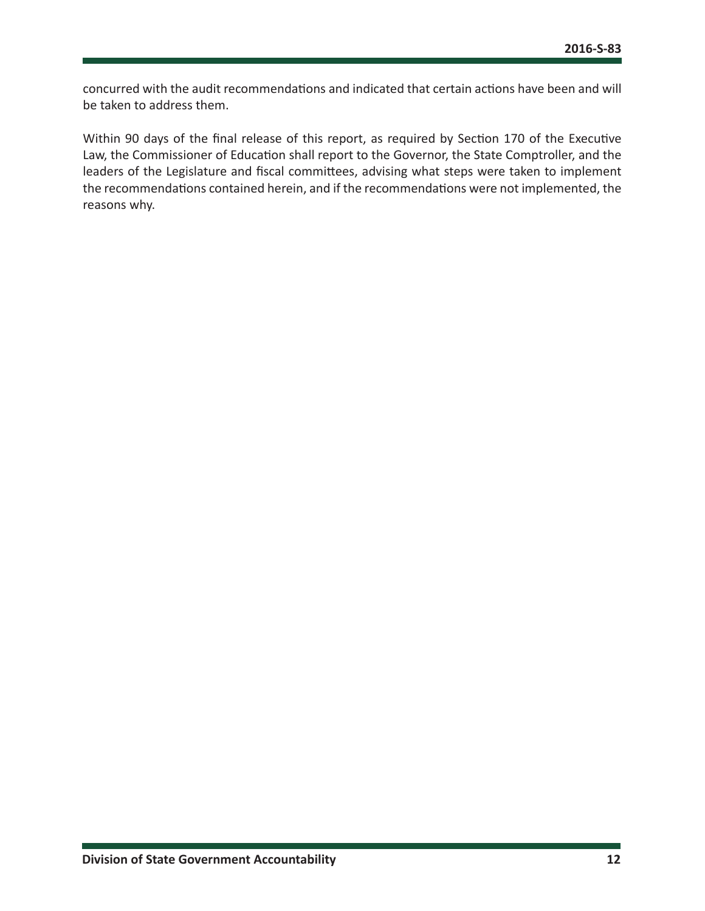concurred with the audit recommendations and indicated that certain actions have been and will be taken to address them.

Within 90 days of the final release of this report, as required by Section 170 of the Executive Law, the Commissioner of Education shall report to the Governor, the State Comptroller, and the leaders of the Legislature and fiscal committees, advising what steps were taken to implement the recommendations contained herein, and if the recommendations were not implemented, the reasons why.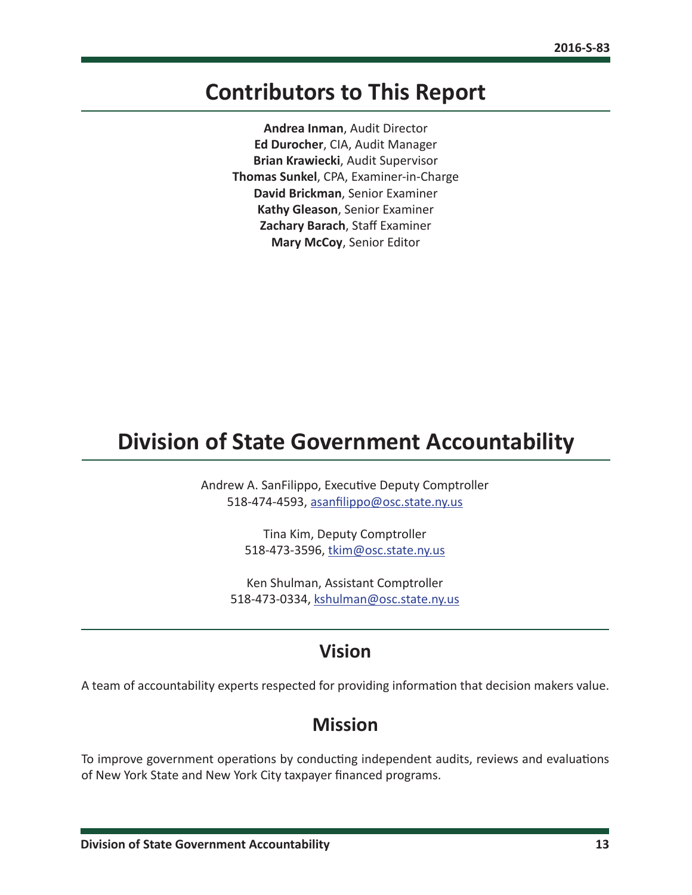# Contributors to This Report

**Andrea Inman**, Audit Director
**Ed Durocher**, CIA, Audit Manager
**Brian Krawiecki**, Audit Supervisor
**Thomas Sunkel**, CPA, Examiner-in-Charge
**David Brickman**, Senior Examiner
**Kathy Gleason**, Senior Examiner
**Zachary Barach**, Staff Examiner
**Mary McCoy**, Senior Editor

# Division of State Government Accountability

Andrew A. SanFilippo, Executive Deputy Comptroller
518-474-4593, asanfilippo@osc.state.ny.us

Tina Kim, Deputy Comptroller
518-473-3596, tkim@osc.state.ny.us

Ken Shulman, Assistant Comptroller
518-473-0334, kshulman@osc.state.ny.us

## Vision

A team of accountability experts respected for providing information that decision makers value.

## Mission

To improve government operations by conducting independent audits, reviews and evaluations of New York State and New York City taxpayer financed programs.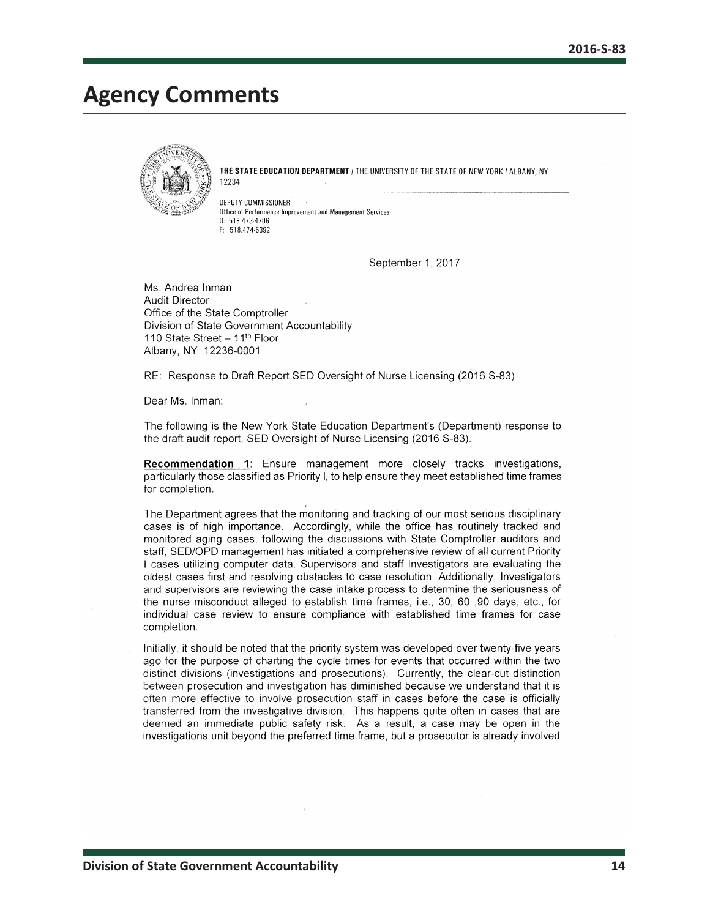## Agency Comments

**THE STATE EDUCATION DEPARTMENT** / THE UNIVERSITY OF THE STATE OF NEW YORK / ALBANY, NY 12234

DEPUTY COMMISSIONER
Office of Performance Improvement and Management Services
O: 518.473-4706
F: 518.474-5392

September 1, 2017

Ms. Andrea Inman
Audit Director
Office of the State Comptroller
Division of State Government Accountability
110 State Street – 11th Floor
Albany, NY 12236-0001

RE: Response to Draft Report SED Oversight of Nurse Licensing (2016 S-83)

Dear Ms. Inman:

The following is the New York State Education Department's (Department) response to the draft audit report, SED Oversight of Nurse Licensing (2016 S-83).

**Recommendation 1**: Ensure management more closely tracks investigations, particularly those classified as Priority I, to help ensure they meet established time frames for completion.

The Department agrees that the monitoring and tracking of our most serious disciplinary cases is of high importance. Accordingly, while the office has routinely tracked and monitored aging cases, following the discussions with State Comptroller auditors and staff, SED/OPD management has initiated a comprehensive review of all current Priority I cases utilizing computer data. Supervisors and staff Investigators are evaluating the oldest cases first and resolving obstacles to case resolution. Additionally, Investigators and supervisors are reviewing the case intake process to determine the seriousness of the nurse misconduct alleged to establish time frames, i.e., 30, 60 ,90 days, etc., for individual case review to ensure compliance with established time frames for case completion.

Initially, it should be noted that the priority system was developed over twenty-five years ago for the purpose of charting the cycle times for events that occurred within the two distinct divisions (investigations and prosecutions). Currently, the clear-cut distinction between prosecution and investigation has diminished because we understand that it is often more effective to involve prosecution staff in cases before the case is officially transferred from the investigative division. This happens quite often in cases that are deemed an immediate public safety risk. As a result, a case may be open in the investigations unit beyond the preferred time frame, but a prosecutor is already involved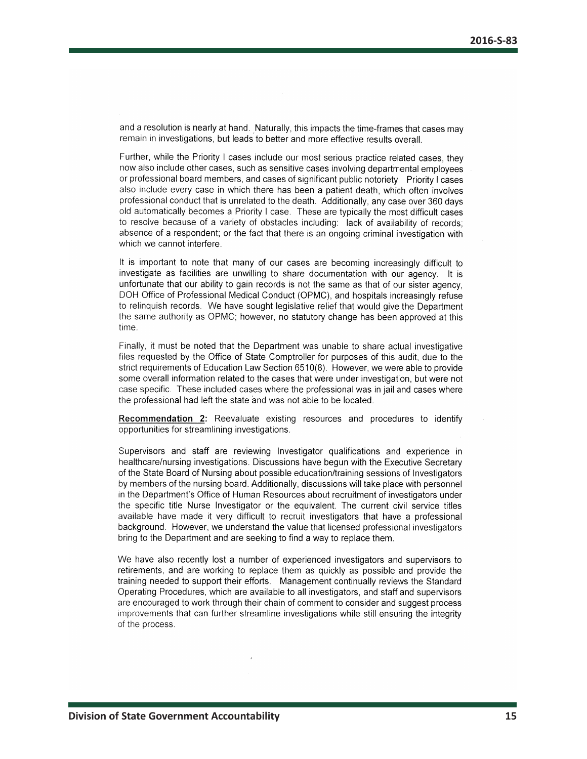and a resolution is nearly at hand. Naturally, this impacts the time-frames that cases may remain in investigations, but leads to better and more effective results overall.

Further, while the Priority I cases include our most serious practice related cases, they now also include other cases, such as sensitive cases involving departmental employees or professional board members, and cases of significant public notoriety. Priority I cases also include every case in which there has been a patient death, which often involves professional conduct that is unrelated to the death. Additionally, any case over 360 days old automatically becomes a Priority I case. These are typically the most difficult cases to resolve because of a variety of obstacles including: lack of availability of records; absence of a respondent; or the fact that there is an ongoing criminal investigation with which we cannot interfere.

It is important to note that many of our cases are becoming increasingly difficult to investigate as facilities are unwilling to share documentation with our agency. It is unfortunate that our ability to gain records is not the same as that of our sister agency, DOH Office of Professional Medical Conduct (OPMC), and hospitals increasingly refuse to relinquish records. We have sought legislative relief that would give the Department the same authority as OPMC; however, no statutory change has been approved at this time.

Finally, it must be noted that the Department was unable to share actual investigative files requested by the Office of State Comptroller for purposes of this audit, due to the strict requirements of Education Law Section 6510(8). However, we were able to provide some overall information related to the cases that were under investigation, but were not case specific. These included cases where the professional was in jail and cases where the professional had left the state and was not able to be located.

**Recommendation 2:** Reevaluate existing resources and procedures to identify opportunities for streamlining investigations.

Supervisors and staff are reviewing Investigator qualifications and experience in healthcare/nursing investigations. Discussions have begun with the Executive Secretary of the State Board of Nursing about possible education/training sessions of Investigators by members of the nursing board. Additionally, discussions will take place with personnel in the Department's Office of Human Resources about recruitment of investigators under the specific title Nurse Investigator or the equivalent. The current civil service titles available have made it very difficult to recruit investigators that have a professional background. However, we understand the value that licensed professional investigators bring to the Department and are seeking to find a way to replace them.

We have also recently lost a number of experienced investigators and supervisors to retirements, and are working to replace them as quickly as possible and provide the training needed to support their efforts. Management continually reviews the Standard Operating Procedures, which are available to all investigators, and staff and supervisors are encouraged to work through their chain of comment to consider and suggest process improvements that can further streamline investigations while still ensuring the integrity of the process.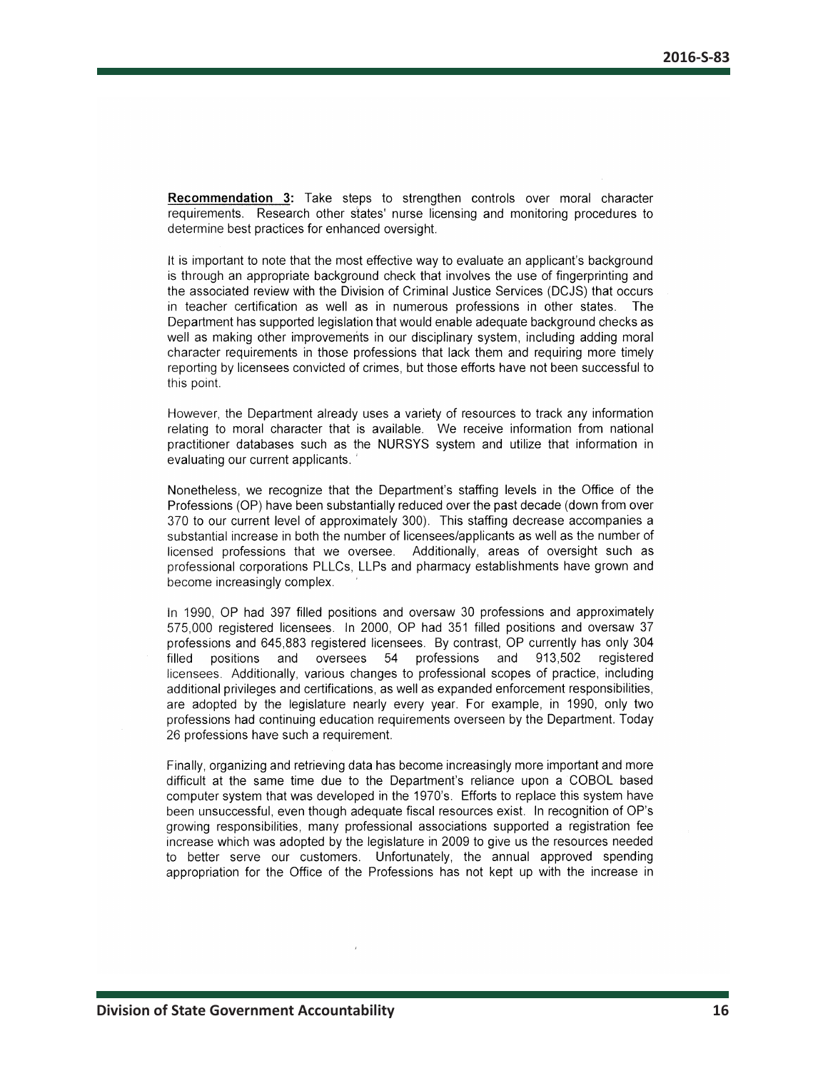**Recommendation 3:** Take steps to strengthen controls over moral character requirements. Research other states' nurse licensing and monitoring procedures to determine best practices for enhanced oversight.

It is important to note that the most effective way to evaluate an applicant's background is through an appropriate background check that involves the use of fingerprinting and the associated review with the Division of Criminal Justice Services (DCJS) that occurs in teacher certification as well as in numerous professions in other states. The Department has supported legislation that would enable adequate background checks as well as making other improvements in our disciplinary system, including adding moral character requirements in those professions that lack them and requiring more timely reporting by licensees convicted of crimes, but those efforts have not been successful to this point.

However, the Department already uses a variety of resources to track any information relating to moral character that is available. We receive information from national practitioner databases such as the NURSYS system and utilize that information in evaluating our current applicants.

Nonetheless, we recognize that the Department's staffing levels in the Office of the Professions (OP) have been substantially reduced over the past decade (down from over 370 to our current level of approximately 300). This staffing decrease accompanies a substantial increase in both the number of licensees/applicants as well as the number of licensed professions that we oversee. Additionally, areas of oversight such as professional corporations PLLCs, LLPs and pharmacy establishments have grown and become increasingly complex.

In 1990, OP had 397 filled positions and oversaw 30 professions and approximately 575,000 registered licensees. In 2000, OP had 351 filled positions and oversaw 37 professions and 645,883 registered licensees. By contrast, OP currently has only 304 filled positions and oversees 54 professions and 913,502 registered licensees. Additionally, various changes to professional scopes of practice, including additional privileges and certifications, as well as expanded enforcement responsibilities, are adopted by the legislature nearly every year. For example, in 1990, only two professions had continuing education requirements overseen by the Department. Today 26 professions have such a requirement.

Finally, organizing and retrieving data has become increasingly more important and more difficult at the same time due to the Department's reliance upon a COBOL based computer system that was developed in the 1970's. Efforts to replace this system have been unsuccessful, even though adequate fiscal resources exist. In recognition of OP's growing responsibilities, many professional associations supported a registration fee increase which was adopted by the legislature in 2009 to give us the resources needed to better serve our customers. Unfortunately, the annual approved spending appropriation for the Office of the Professions has not kept up with the increase in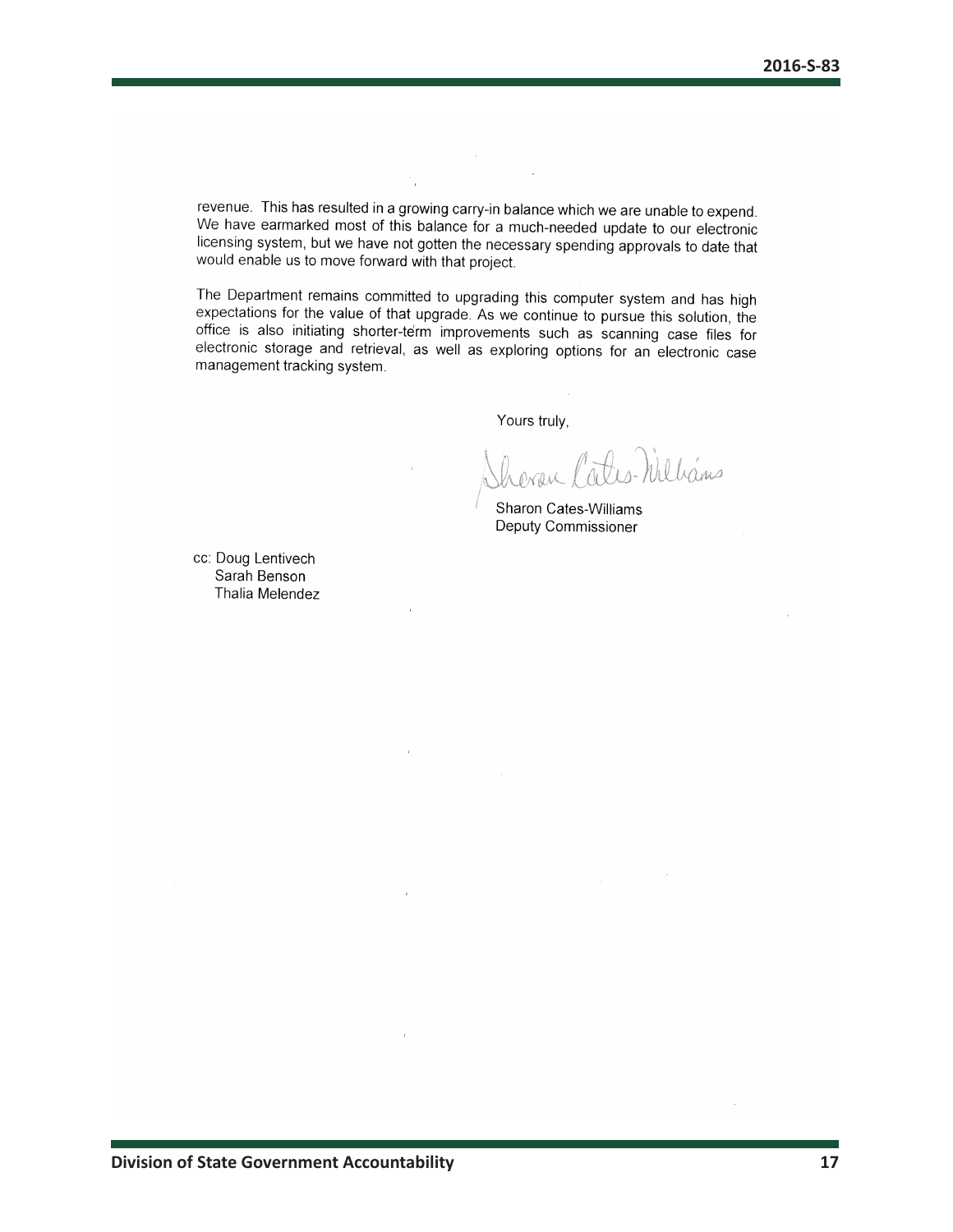revenue. This has resulted in a growing carry-in balance which we are unable to expend. We have earmarked most of this balance for a much-needed update to our electronic licensing system, but we have not gotten the necessary spending approvals to date that would enable us to move forward with that project.

The Department remains committed to upgrading this computer system and has high expectations for the value of that upgrade. As we continue to pursue this solution, the office is also initiating shorter-term improvements such as scanning case files for electronic storage and retrieval, as well as exploring options for an electronic case management tracking system.

Yours truly,

Sharon Cates-Williams

Sharon Cates-Williams
Deputy Commissioner

cc: Doug Lentivech
Sarah Benson
Thalia Melendez